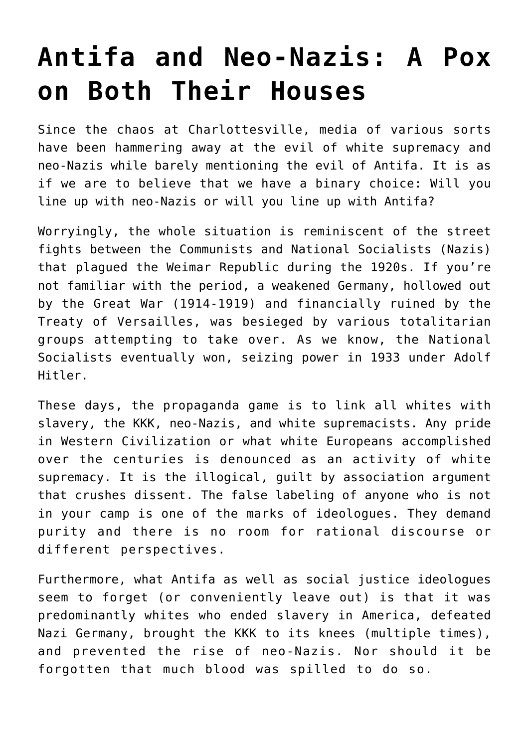# Antifa and Neo-Nazis: A Pox on Both Their Houses

Since the chaos at Charlottesville, media of various sorts have been hammering away at the evil of white supremacy and neo-Nazis while barely mentioning the evil of Antifa. It is as if we are to believe that we have a binary choice: Will you line up with neo-Nazis or will you line up with Antifa?

Worryingly, the whole situation is reminiscent of the street fights between the Communists and National Socialists (Nazis) that plagued the Weimar Republic during the 1920s. If you're not familiar with the period, a weakened Germany, hollowed out by the Great War (1914-1919) and financially ruined by the Treaty of Versailles, was besieged by various totalitarian groups attempting to take over. As we know, the National Socialists eventually won, seizing power in 1933 under Adolf Hitler.

These days, the propaganda game is to link all whites with slavery, the KKK, neo-Nazis, and white supremacists. Any pride in Western Civilization or what white Europeans accomplished over the centuries is denounced as an activity of white supremacy. It is the illogical, guilt by association argument that crushes dissent. The false labeling of anyone who is not in your camp is one of the marks of ideologues. They demand purity and there is no room for rational discourse or different perspectives.

Furthermore, what Antifa as well as social justice ideologues seem to forget (or conveniently leave out) is that it was predominantly whites who ended slavery in America, defeated Nazi Germany, brought the KKK to its knees (multiple times), and prevented the rise of neo-Nazis. Nor should it be forgotten that much blood was spilled to do so.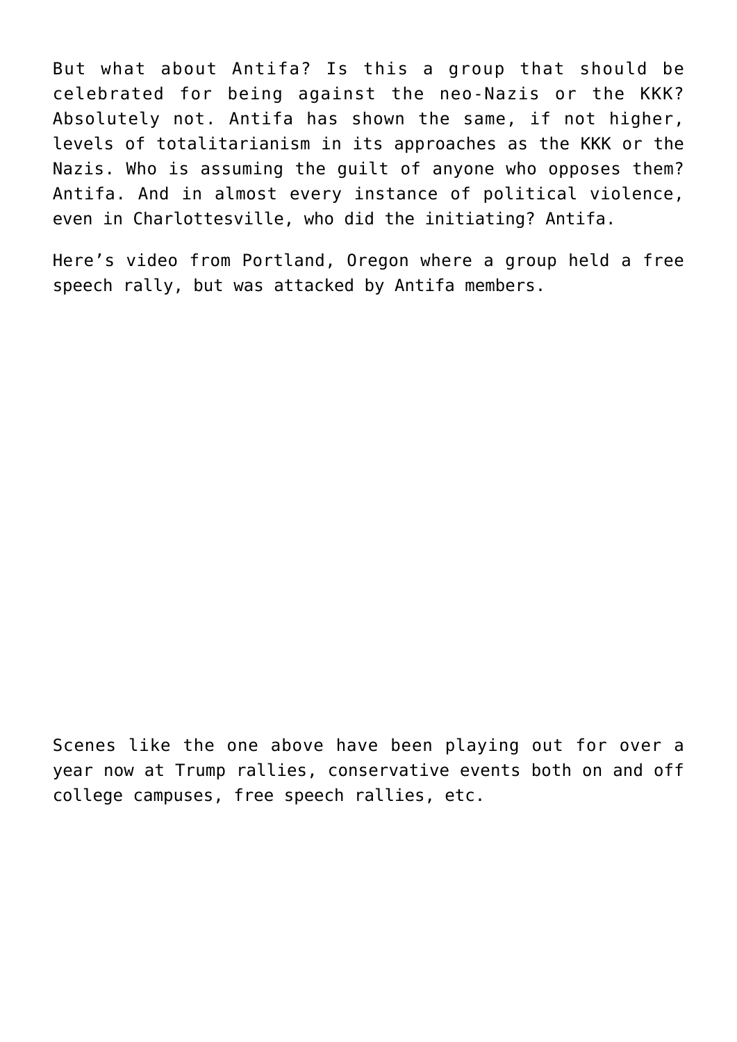But what about Antifa? Is this a group that should be celebrated for being against the neo-Nazis or the KKK? Absolutely not. Antifa has shown the same, if not higher, levels of totalitarianism in its approaches as the KKK or the Nazis. Who is assuming the guilt of anyone who opposes them? Antifa. And in almost every instance of political violence, even in Charlottesville, who did the initiating? Antifa.

Here's video from Portland, Oregon where a group held a free speech rally, but was attacked by Antifa members.

Scenes like the one above have been playing out for over a year now at Trump rallies, conservative events both on and off college campuses, free speech rallies, etc.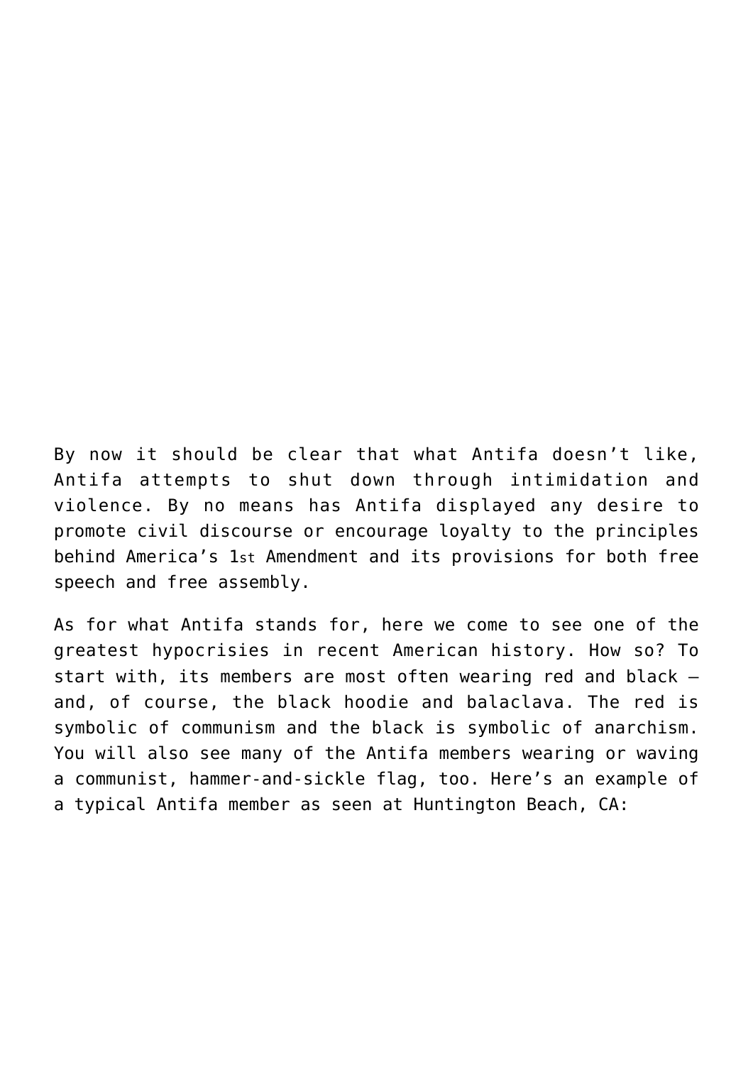By now it should be clear that what Antifa doesn't like, Antifa attempts to shut down through intimidation and violence. By no means has Antifa displayed any desire to promote civil discourse or encourage loyalty to the principles behind America's 1st Amendment and its provisions for both free speech and free assembly.

As for what Antifa stands for, here we come to see one of the greatest hypocrisies in recent American history. How so? To start with, its members are most often wearing red and black – and, of course, the black hoodie and balaclava. The red is symbolic of communism and the black is symbolic of anarchism. You will also see many of the Antifa members wearing or waving a communist, hammer-and-sickle flag, too. Here's an example of a typical Antifa member as seen at Huntington Beach, CA: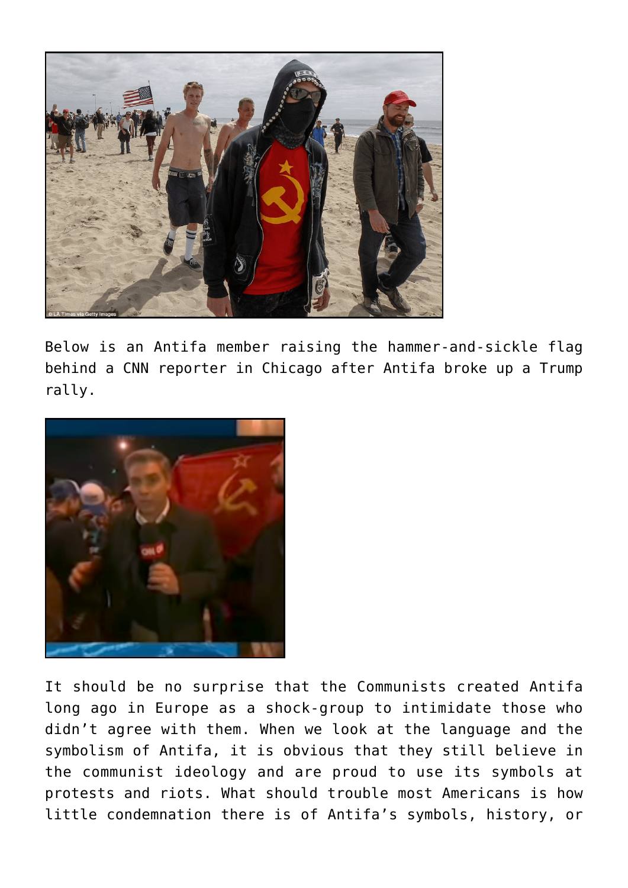Below is an Antifa member raising the hammer-and-sickle flag behind a CNN reporter in Chicago after Antifa broke up a Trump rally.

It should be no surprise that the Communists created Antifa long ago in Europe as a shock-group to intimidate those who didn't agree with them. When we look at the language and the symbolism of Antifa, it is obvious that they still believe in the communist ideology and are proud to use its symbols at protests and riots. What should trouble most Americans is how little condemnation there is of Antifa's symbols, history, or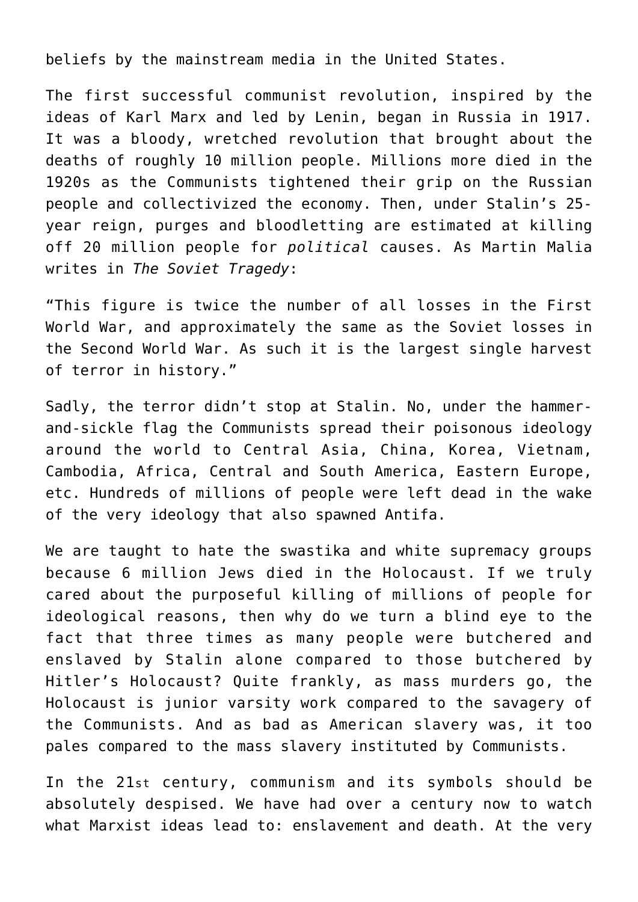beliefs by the mainstream media in the United States.

The first successful communist revolution, inspired by the ideas of Karl Marx and led by Lenin, began in Russia in 1917. It was a bloody, wretched revolution that brought about the deaths of roughly 10 million people. Millions more died in the 1920s as the Communists tightened their grip on the Russian people and collectivized the economy. Then, under Stalin's 25-year reign, purges and bloodletting are estimated at killing off 20 million people for *political* causes. As Martin Malia writes in *The Soviet Tragedy*:

"This figure is twice the number of all losses in the First World War, and approximately the same as the Soviet losses in the Second World War. As such it is the largest single harvest of terror in history."

Sadly, the terror didn't stop at Stalin. No, under the hammer-and-sickle flag the Communists spread their poisonous ideology around the world to Central Asia, China, Korea, Vietnam, Cambodia, Africa, Central and South America, Eastern Europe, etc. Hundreds of millions of people were left dead in the wake of the very ideology that also spawned Antifa.

We are taught to hate the swastika and white supremacy groups because 6 million Jews died in the Holocaust. If we truly cared about the purposeful killing of millions of people for ideological reasons, then why do we turn a blind eye to the fact that three times as many people were butchered and enslaved by Stalin alone compared to those butchered by Hitler's Holocaust? Quite frankly, as mass murders go, the Holocaust is junior varsity work compared to the savagery of the Communists. And as bad as American slavery was, it too pales compared to the mass slavery instituted by Communists.

In the 21st century, communism and its symbols should be absolutely despised. We have had over a century now to watch what Marxist ideas lead to: enslavement and death. At the very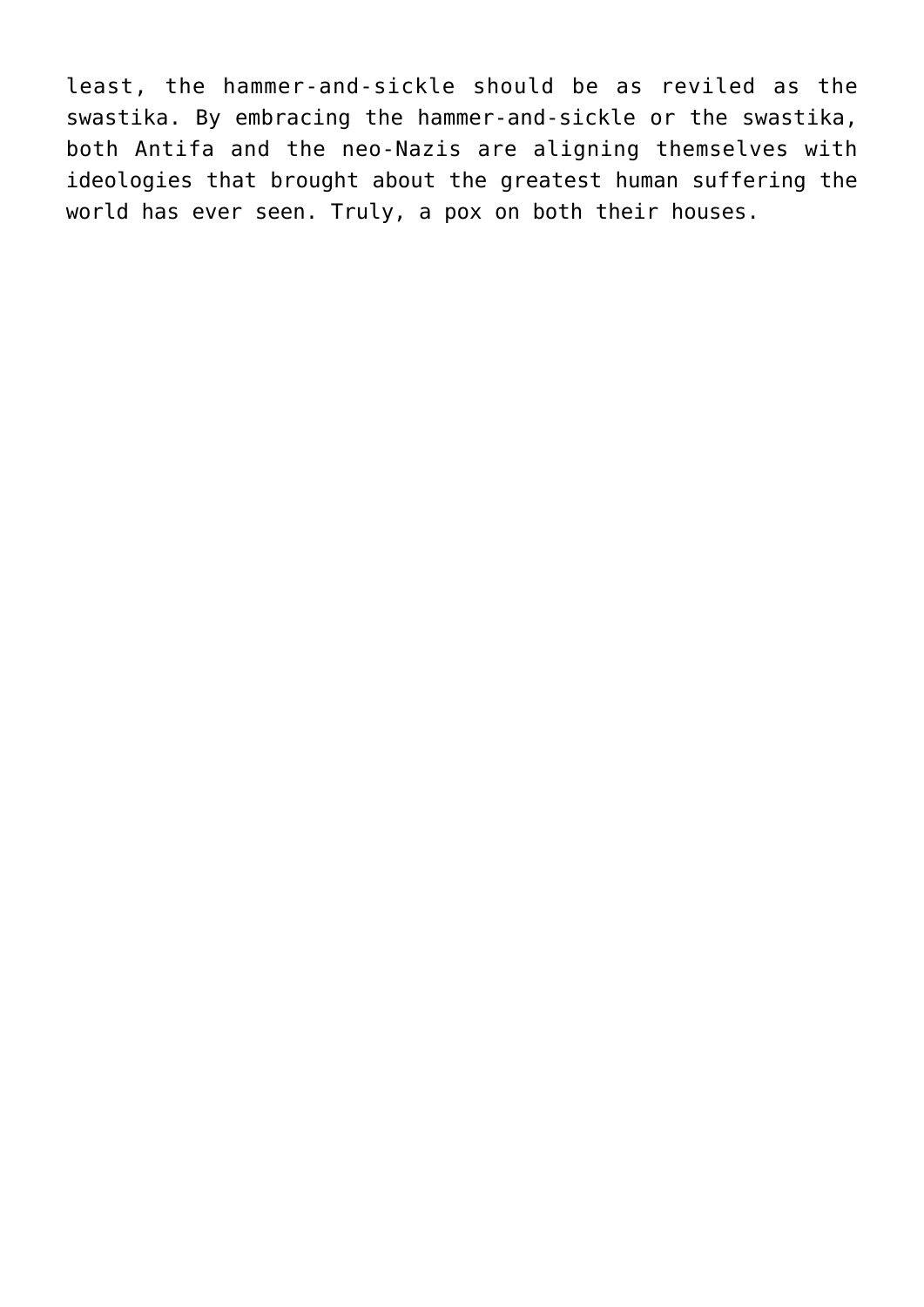least, the hammer-and-sickle should be as reviled as the swastika. By embracing the hammer-and-sickle or the swastika, both Antifa and the neo-Nazis are aligning themselves with ideologies that brought about the greatest human suffering the world has ever seen. Truly, a pox on both their houses.